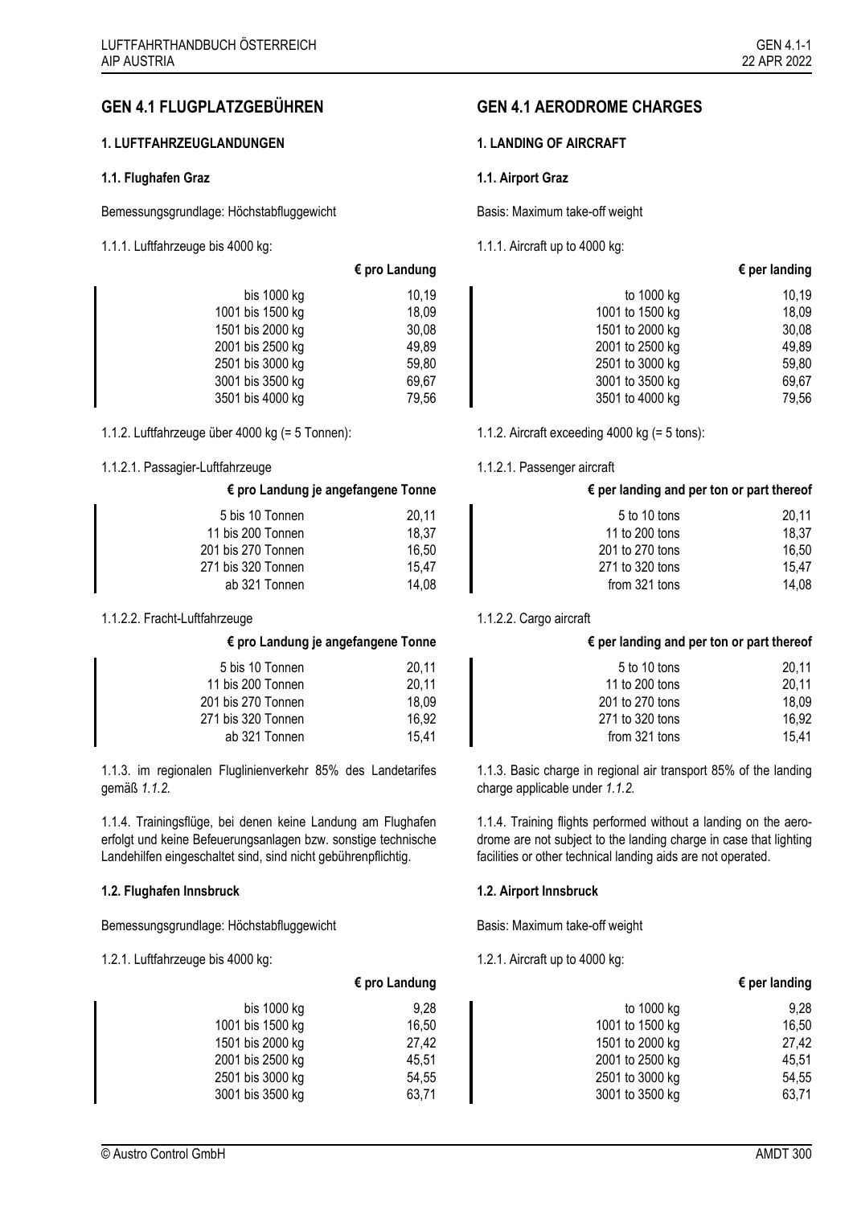## GEN 4.1 FLUGPLATZGEBÜHREN

### 1. LUFTFAHRZEUGLANDUNGEN

#### 1.1. Flughafen Graz

Bemessungsgrundlage: Höchstabfluggewicht

1.1.1. Luftfahrzeuge bis 4000 kg:

| | € pro Landung |
|---|---|
| bis 1000 kg | 10,19 |
| 1001 bis 1500 kg | 18,09 |
| 1501 bis 2000 kg | 30,08 |
| 2001 bis 2500 kg | 49,89 |
| 2501 bis 3000 kg | 59,80 |
| 3001 bis 3500 kg | 69,67 |
| 3501 bis 4000 kg | 79,56 |

1.1.2. Luftfahrzeuge über 4000 kg (= 5 Tonnen):

1.1.2.1. Passagier-Luftfahrzeuge

| | € pro Landung je angefangene Tonne |
|---|---|
| 5 bis 10 Tonnen | 20,11 |
| 11 bis 200 Tonnen | 18,37 |
| 201 bis 270 Tonnen | 16,50 |
| 271 bis 320 Tonnen | 15,47 |
| ab 321 Tonnen | 14,08 |

1.1.2.2. Fracht-Luftfahrzeuge

| | € pro Landung je angefangene Tonne |
|---|---|
| 5 bis 10 Tonnen | 20,11 |
| 11 bis 200 Tonnen | 20,11 |
| 201 bis 270 Tonnen | 18,09 |
| 271 bis 320 Tonnen | 16,92 |
| ab 321 Tonnen | 15,41 |

1.1.3. im regionalen Fluglinienverkehr 85% des Landetarifes gemäß *1.1.2.*

1.1.4. Trainingsflüge, bei denen keine Landung am Flughafen erfolgt und keine Befeuerungsanlagen bzw. sonstige technische Landehilfen eingeschaltet sind, sind nicht gebührenpflichtig.

#### 1.2. Flughafen Innsbruck

Bemessungsgrundlage: Höchstabfluggewicht

1.2.1. Luftfahrzeuge bis 4000 kg:

| | € pro Landung |
|---|---|
| bis 1000 kg | 9,28 |
| 1001 bis 1500 kg | 16,50 |
| 1501 bis 2000 kg | 27,42 |
| 2001 bis 2500 kg | 45,51 |
| 2501 bis 3000 kg | 54,55 |
| 3001 bis 3500 kg | 63,71 |

## GEN 4.1 AERODROME CHARGES

### 1. LANDING OF AIRCRAFT

#### 1.1. Airport Graz

Basis: Maximum take-off weight

1.1.1. Aircraft up to 4000 kg:

| | € per landing |
|---|---|
| to 1000 kg | 10,19 |
| 1001 to 1500 kg | 18,09 |
| 1501 to 2000 kg | 30,08 |
| 2001 to 2500 kg | 49,89 |
| 2501 to 3000 kg | 59,80 |
| 3001 to 3500 kg | 69,67 |
| 3501 to 4000 kg | 79,56 |

1.1.2. Aircraft exceeding 4000 kg (= 5 tons):

1.1.2.1. Passenger aircraft

| | € per landing and per ton or part thereof |
|---|---|
| 5 to 10 tons | 20,11 |
| 11 to 200 tons | 18,37 |
| 201 to 270 tons | 16,50 |
| 271 to 320 tons | 15,47 |
| from 321 tons | 14,08 |

1.1.2.2. Cargo aircraft

| | € per landing and per ton or part thereof |
|---|---|
| 5 to 10 tons | 20,11 |
| 11 to 200 tons | 20,11 |
| 201 to 270 tons | 18,09 |
| 271 to 320 tons | 16,92 |
| from 321 tons | 15,41 |

1.1.3. Basic charge in regional air transport 85% of the landing charge applicable under *1.1.2.*

1.1.4. Training flights performed without a landing on the aerodrome are not subject to the landing charge in case that lighting facilities or other technical landing aids are not operated.

#### 1.2. Airport Innsbruck

Basis: Maximum take-off weight

1.2.1. Aircraft up to 4000 kg:

| | € per landing |
|---|---|
| to 1000 kg | 9,28 |
| 1001 to 1500 kg | 16,50 |
| 1501 to 2000 kg | 27,42 |
| 2001 to 2500 kg | 45,51 |
| 2501 to 3000 kg | 54,55 |
| 3001 to 3500 kg | 63,71 |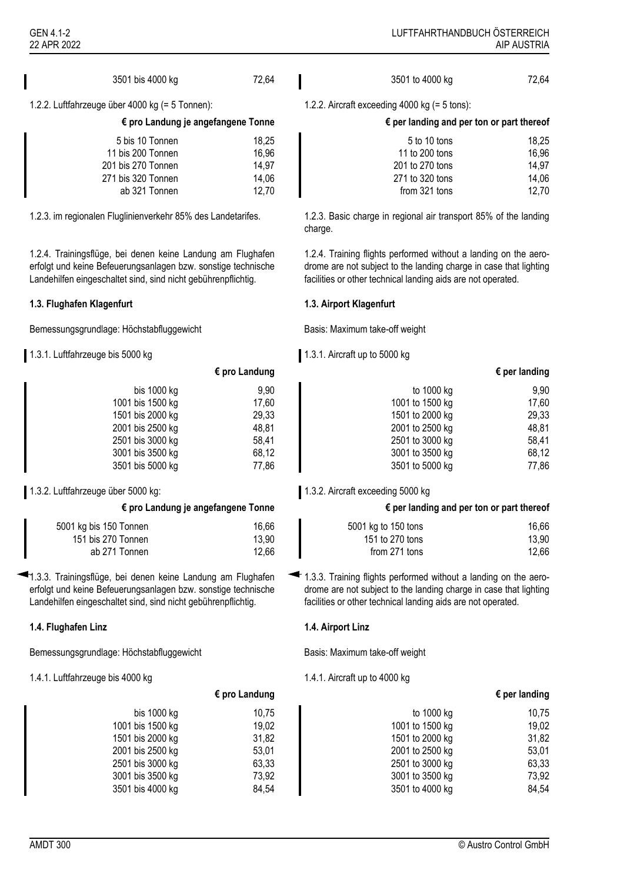| | |
|---|---|
| 3501 bis 4000 kg | 72,64 |

1.2.2. Luftfahrzeuge über 4000 kg (= 5 Tonnen):

| | € pro Landung je angefangene Tonne |
|---|---|
| 5 bis 10 Tonnen | 18,25 |
| 11 bis 200 Tonnen | 16,96 |
| 201 bis 270 Tonnen | 14,97 |
| 271 bis 320 Tonnen | 14,06 |
| ab 321 Tonnen | 12,70 |

1.2.3. im regionalen Fluglinienverkehr 85% des Landetarifes.

1.2.4. Trainingsflüge, bei denen keine Landung am Flughafen erfolgt und keine Befeuerungsanlagen bzw. sonstige technische Landehilfen eingeschaltet sind, sind nicht gebührenpflichtig.

**1.3. Flughafen Klagenfurt**

Bemessungsgrundlage: Höchstabfluggewicht

1.3.1. Luftfahrzeuge bis 5000 kg

| | € pro Landung |
|---|---|
| bis 1000 kg | 9,90 |
| 1001 bis 1500 kg | 17,60 |
| 1501 bis 2000 kg | 29,33 |
| 2001 bis 2500 kg | 48,81 |
| 2501 bis 3000 kg | 58,41 |
| 3001 bis 3500 kg | 68,12 |
| 3501 bis 5000 kg | 77,86 |

1.3.2. Luftfahrzeuge über 5000 kg:

| | € pro Landung je angefangene Tonne |
|---|---|
| 5001 kg bis 150 Tonnen | 16,66 |
| 151 bis 270 Tonnen | 13,90 |
| ab 271 Tonnen | 12,66 |

1.3.3. Trainingsflüge, bei denen keine Landung am Flughafen erfolgt und keine Befeuerungsanlagen bzw. sonstige technische Landehilfen eingeschaltet sind, sind nicht gebührenpflichtig.

**1.4. Flughafen Linz**

Bemessungsgrundlage: Höchstabfluggewicht

1.4.1. Luftfahrzeuge bis 4000 kg

| | € pro Landung |
|---|---|
| bis 1000 kg | 10,75 |
| 1001 bis 1500 kg | 19,02 |
| 1501 bis 2000 kg | 31,82 |
| 2001 bis 2500 kg | 53,01 |
| 2501 bis 3000 kg | 63,33 |
| 3001 bis 3500 kg | 73,92 |
| 3501 bis 4000 kg | 84,54 |

| | |
|---|---|
| 3501 to 4000 kg | 72,64 |

1.2.2. Aircraft exceeding 4000 kg (= 5 tons):

| | € per landing and per ton or part thereof |
|---|---|
| 5 to 10 tons | 18,25 |
| 11 to 200 tons | 16,96 |
| 201 to 270 tons | 14,97 |
| 271 to 320 tons | 14,06 |
| from 321 tons | 12,70 |

1.2.3. Basic charge in regional air transport 85% of the landing charge.

1.2.4. Training flights performed without a landing on the aerodrome are not subject to the landing charge in case that lighting facilities or other technical landing aids are not operated.

**1.3. Airport Klagenfurt**

Basis: Maximum take-off weight

1.3.1. Aircraft up to 5000 kg

| | € per landing |
|---|---|
| to 1000 kg | 9,90 |
| 1001 to 1500 kg | 17,60 |
| 1501 to 2000 kg | 29,33 |
| 2001 to 2500 kg | 48,81 |
| 2501 to 3000 kg | 58,41 |
| 3001 to 3500 kg | 68,12 |
| 3501 to 5000 kg | 77,86 |

1.3.2. Aircraft exceeding 5000 kg

| | € per landing and per ton or part thereof |
|---|---|
| 5001 kg to 150 tons | 16,66 |
| 151 to 270 tons | 13,90 |
| from 271 tons | 12,66 |

1.3.3. Training flights performed without a landing on the aerodrome are not subject to the landing charge in case that lighting facilities or other technical landing aids are not operated.

**1.4. Airport Linz**

Basis: Maximum take-off weight

1.4.1. Aircraft up to 4000 kg

| | € per landing |
|---|---|
| to 1000 kg | 10,75 |
| 1001 to 1500 kg | 19,02 |
| 1501 to 2000 kg | 31,82 |
| 2001 to 2500 kg | 53,01 |
| 2501 to 3000 kg | 63,33 |
| 3001 to 3500 kg | 73,92 |
| 3501 to 4000 kg | 84,54 |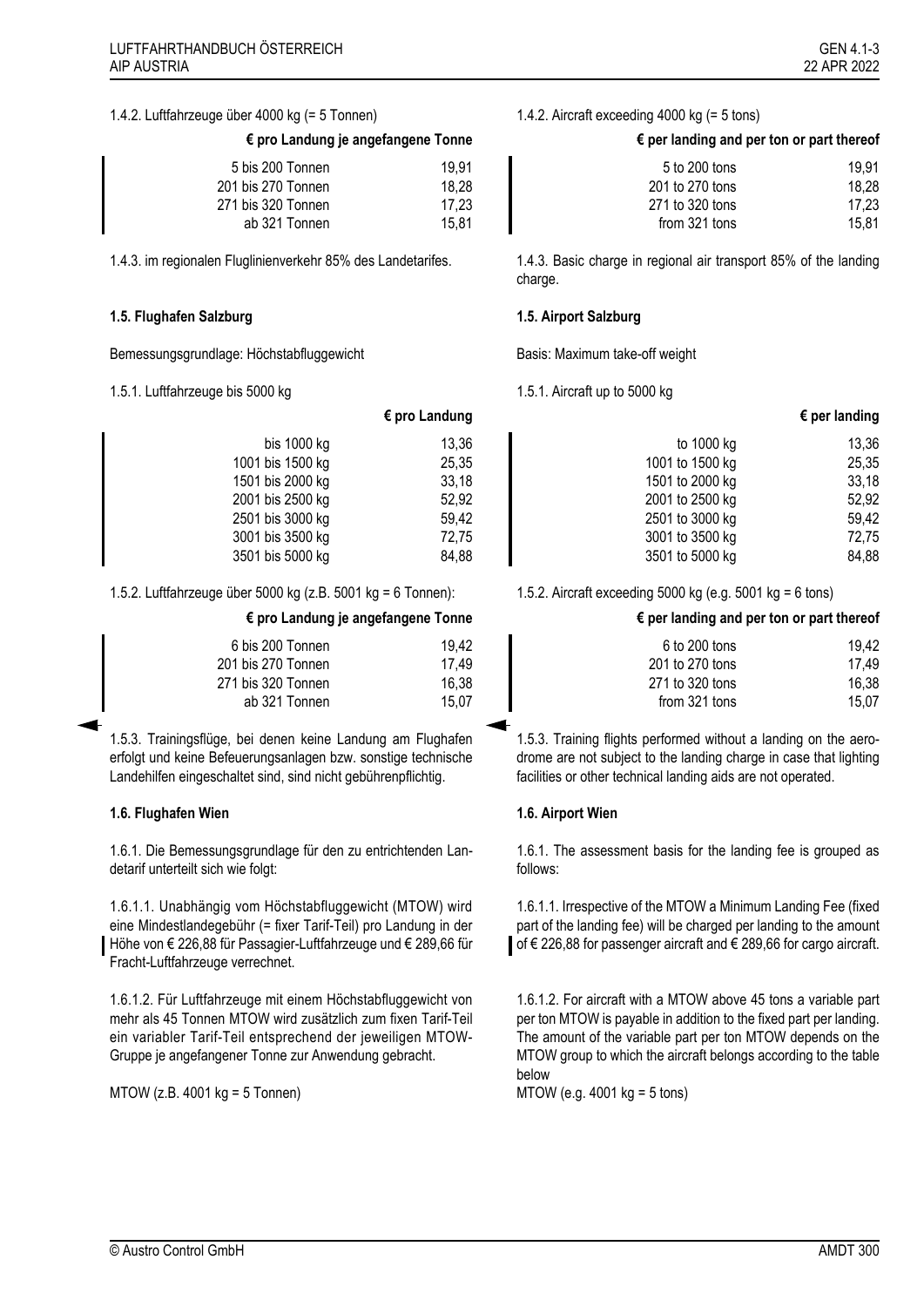1.4.2. Luftfahrzeuge über 4000 kg (= 5 Tonnen)

| | € pro Landung je angefangene Tonne |
|---|---|
| 5 bis 200 Tonnen | 19,91 |
| 201 bis 270 Tonnen | 18,28 |
| 271 bis 320 Tonnen | 17,23 |
| ab 321 Tonnen | 15,81 |

1.4.3. im regionalen Fluglinienverkehr 85% des Landetarifes.

**1.5. Flughafen Salzburg**

Bemessungsgrundlage: Höchstabfluggewicht

1.5.1. Luftfahrzeuge bis 5000 kg

| | € pro Landung |
|---|---|
| bis 1000 kg | 13,36 |
| 1001 bis 1500 kg | 25,35 |
| 1501 bis 2000 kg | 33,18 |
| 2001 bis 2500 kg | 52,92 |
| 2501 bis 3000 kg | 59,42 |
| 3001 bis 3500 kg | 72,75 |
| 3501 bis 5000 kg | 84,88 |

1.5.2. Luftfahrzeuge über 5000 kg (z.B. 5001 kg = 6 Tonnen):

| | € pro Landung je angefangene Tonne |
|---|---|
| 6 bis 200 Tonnen | 19,42 |
| 201 bis 270 Tonnen | 17,49 |
| 271 bis 320 Tonnen | 16,38 |
| ab 321 Tonnen | 15,07 |

1.5.3. Trainingsflüge, bei denen keine Landung am Flughafen erfolgt und keine Befeuerungsanlagen bzw. sonstige technische Landehilfen eingeschaltet sind, sind nicht gebührenpflichtig.

**1.6. Flughafen Wien**

1.6.1. Die Bemessungsgrundlage für den zu entrichtenden Landetarif unterteilt sich wie folgt:

1.6.1.1. Unabhängig vom Höchstabfluggewicht (MTOW) wird eine Mindestlandegebühr (= fixer Tarif-Teil) pro Landung in der Höhe von € 226,88 für Passagier-Luftfahrzeuge und € 289,66 für Fracht-Luftfahrzeuge verrechnet.

1.6.1.2. Für Luftfahrzeuge mit einem Höchstabfluggewicht von mehr als 45 Tonnen MTOW wird zusätzlich zum fixen Tarif-Teil ein variabler Tarif-Teil entsprechend der jeweiligen MTOW-Gruppe je angefangener Tonne zur Anwendung gebracht.

MTOW (z.B. 4001 kg = 5 Tonnen)

1.4.2. Aircraft exceeding 4000 kg (= 5 tons)

| | € per landing and per ton or part thereof |
|---|---|
| 5 to 200 tons | 19,91 |
| 201 to 270 tons | 18,28 |
| 271 to 320 tons | 17,23 |
| from 321 tons | 15,81 |

1.4.3. Basic charge in regional air transport 85% of the landing charge.

**1.5. Airport Salzburg**

Basis: Maximum take-off weight

1.5.1. Aircraft up to 5000 kg

| | € per landing |
|---|---|
| to 1000 kg | 13,36 |
| 1001 to 1500 kg | 25,35 |
| 1501 to 2000 kg | 33,18 |
| 2001 to 2500 kg | 52,92 |
| 2501 to 3000 kg | 59,42 |
| 3001 to 3500 kg | 72,75 |
| 3501 to 5000 kg | 84,88 |

1.5.2. Aircraft exceeding 5000 kg (e.g. 5001 kg = 6 tons)

| | € per landing and per ton or part thereof |
|---|---|
| 6 to 200 tons | 19,42 |
| 201 to 270 tons | 17,49 |
| 271 to 320 tons | 16,38 |
| from 321 tons | 15,07 |

1.5.3. Training flights performed without a landing on the aerodrome are not subject to the landing charge in case that lighting facilities or other technical landing aids are not operated.

**1.6. Airport Wien**

1.6.1. The assessment basis for the landing fee is grouped as follows:

1.6.1.1. Irrespective of the MTOW a Minimum Landing Fee (fixed part of the landing fee) will be charged per landing to the amount of € 226,88 for passenger aircraft and € 289,66 for cargo aircraft.

1.6.1.2. For aircraft with a MTOW above 45 tons a variable part per ton MTOW is payable in addition to the fixed part per landing. The amount of the variable part per ton MTOW depends on the MTOW group to which the aircraft belongs according to the table below

MTOW (e.g. 4001 kg = 5 tons)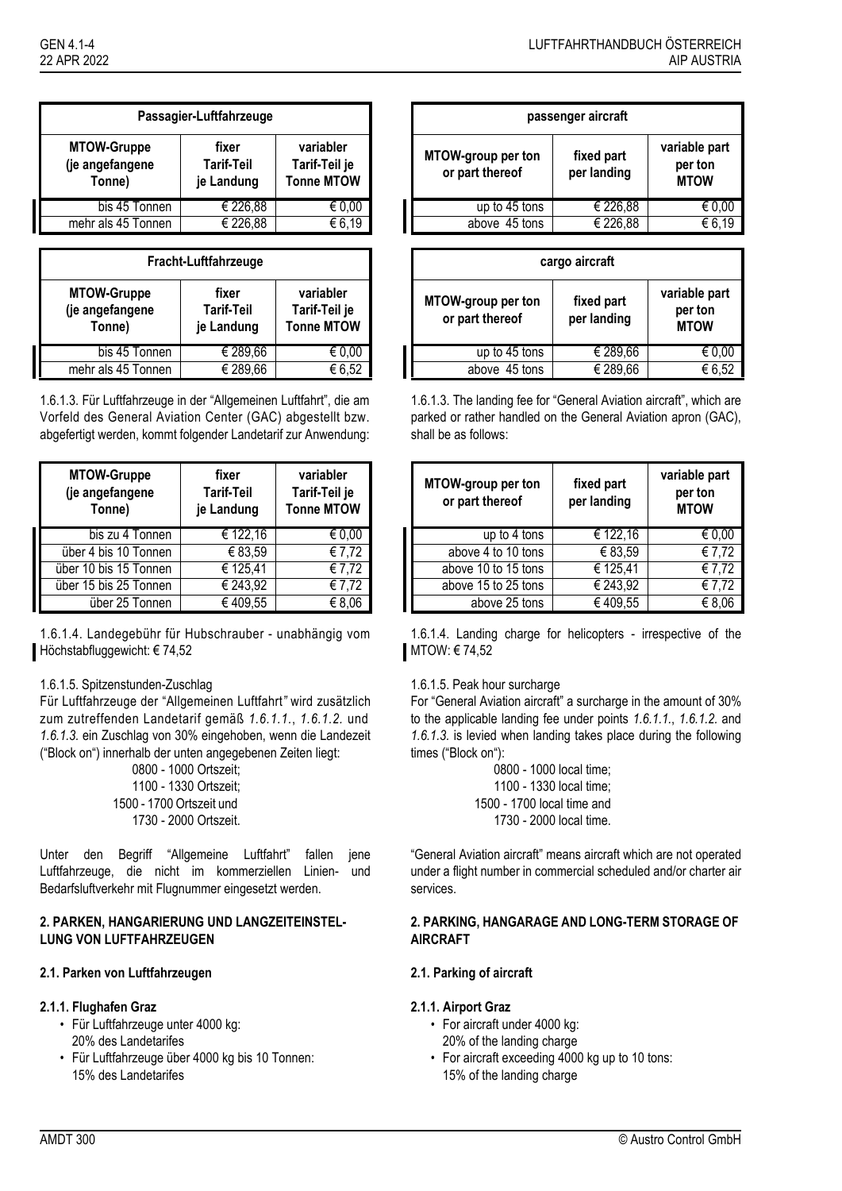| Passagier-Luftfahrzeuge | | |
|---|---|---|
| MTOW-Gruppe (je angefangene Tonne) | fixer Tarif-Teil je Landung | variabler Tarif-Teil je Tonne MTOW |
| bis 45 Tonnen | € 226,88 | € 0,00 |
| mehr als 45 Tonnen | € 226,88 | € 6,19 |

| Fracht-Luftfahrzeuge | | |
|---|---|---|
| MTOW-Gruppe (je angefangene Tonne) | fixer Tarif-Teil je Landung | variabler Tarif-Teil je Tonne MTOW |
| bis 45 Tonnen | € 289,66 | € 0,00 |
| mehr als 45 Tonnen | € 289,66 | € 6,52 |

1.6.1.3. Für Luftfahrzeuge in der "Allgemeinen Luftfahrt", die am Vorfeld des General Aviation Center (GAC) abgestellt bzw. abgefertigt werden, kommt folgender Landetarif zur Anwendung:

| MTOW-Gruppe (je angefangene Tonne) | fixer Tarif-Teil je Landung | variabler Tarif-Teil je Tonne MTOW |
|---|---|---|
| bis zu 4 Tonnen | € 122,16 | € 0,00 |
| über 4 bis 10 Tonnen | € 83,59 | € 7,72 |
| über 10 bis 15 Tonnen | € 125,41 | € 7,72 |
| über 15 bis 25 Tonnen | € 243,92 | € 7,72 |
| über 25 Tonnen | € 409,55 | € 8,06 |

1.6.1.4. Landegebühr für Hubschrauber - unabhängig vom Höchstabfluggewicht: € 74,52

1.6.1.5. Spitzenstunden-Zuschlag

Für Luftfahrzeuge der "Allgemeinen Luftfahrt" wird zusätzlich zum zutreffenden Landetarif gemäß *1.6.1.1.*, *1.6.1.2.* und *1.6.1.3.* ein Zuschlag von 30% eingehoben, wenn die Landezeit ("Block on") innerhalb der unten angegebenen Zeiten liegt:

0800 - 1000 Ortszeit;
1100 - 1330 Ortszeit;
1500 - 1700 Ortszeit und
1730 - 2000 Ortszeit.

Unter den Begriff "Allgemeine Luftfahrt" fallen jene Luftfahrzeuge, die nicht im kommerziellen Linien- und Bedarfsluftverkehr mit Flugnummer eingesetzt werden.

## 2. PARKEN, HANGARIERUNG UND LANGZEITEINSTELLUNG VON LUFTFAHRZEUGEN

### 2.1. Parken von Luftfahrzeugen

#### 2.1.1. Flughafen Graz

- Für Luftfahrzeuge unter 4000 kg:
  20% des Landetarifes
- Für Luftfahrzeuge über 4000 kg bis 10 Tonnen:
  15% des Landetarifes

| passenger aircraft | | |
|---|---|---|
| MTOW-group per ton or part thereof | fixed part per landing | variable part per ton MTOW |
| up to 45 tons | € 226,88 | € 0,00 |
| above 45 tons | € 226,88 | € 6,19 |

| cargo aircraft | | |
|---|---|---|
| MTOW-group per ton or part thereof | fixed part per landing | variable part per ton MTOW |
| up to 45 tons | € 289,66 | € 0,00 |
| above 45 tons | € 289,66 | € 6,52 |

1.6.1.3. The landing fee for "General Aviation aircraft", which are parked or rather handled on the General Aviation apron (GAC), shall be as follows:

| MTOW-group per ton or part thereof | fixed part per landing | variable part per ton MTOW |
|---|---|---|
| up to 4 tons | € 122,16 | € 0,00 |
| above 4 to 10 tons | € 83,59 | € 7,72 |
| above 10 to 15 tons | € 125,41 | € 7,72 |
| above 15 to 25 tons | € 243,92 | € 7,72 |
| above 25 tons | € 409,55 | € 8,06 |

1.6.1.4. Landing charge for helicopters - irrespective of the MTOW: € 74,52

1.6.1.5. Peak hour surcharge

For "General Aviation aircraft" a surcharge in the amount of 30% to the applicable landing fee under points *1.6.1.1.*, *1.6.1.2.* and *1.6.1.3.* is levied when landing takes place during the following times ("Block on"):

0800 - 1000 local time;
1100 - 1330 local time;
1500 - 1700 local time and
1730 - 2000 local time.

"General Aviation aircraft" means aircraft which are not operated under a flight number in commercial scheduled and/or charter air services.

## 2. PARKING, HANGARAGE AND LONG-TERM STORAGE OF AIRCRAFT

### 2.1. Parking of aircraft

#### 2.1.1. Airport Graz

- For aircraft under 4000 kg:
  20% of the landing charge
- For aircraft exceeding 4000 kg up to 10 tons:
  15% of the landing charge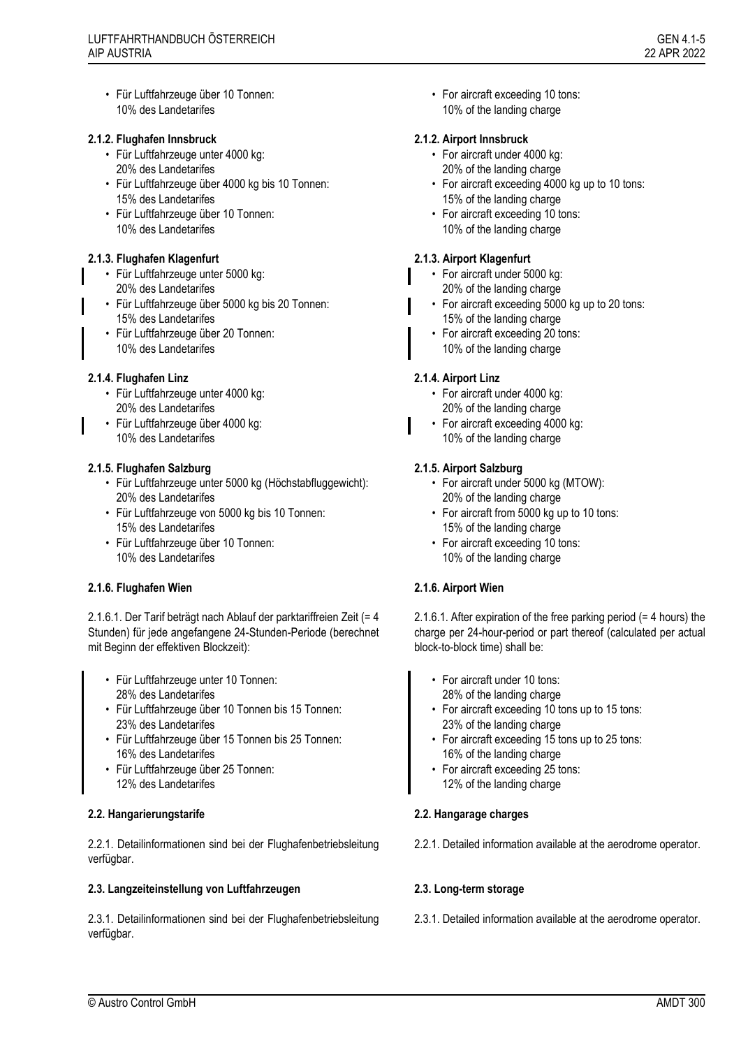- Für Luftfahrzeuge über 10 Tonnen:
  10% des Landetarifes

### 2.1.2. Flughafen Innsbruck

- Für Luftfahrzeuge unter 4000 kg:
  20% des Landetarifes
- Für Luftfahrzeuge über 4000 kg bis 10 Tonnen:
  15% des Landetarifes
- Für Luftfahrzeuge über 10 Tonnen:
  10% des Landetarifes

### 2.1.3. Flughafen Klagenfurt

- Für Luftfahrzeuge unter 5000 kg:
  20% des Landetarifes
- Für Luftfahrzeuge über 5000 kg bis 20 Tonnen:
  15% des Landetarifes
- Für Luftfahrzeuge über 20 Tonnen:
  10% des Landetarifes

### 2.1.4. Flughafen Linz

- Für Luftfahrzeuge unter 4000 kg:
  20% des Landetarifes
- Für Luftfahrzeuge über 4000 kg:
  10% des Landetarifes

### 2.1.5. Flughafen Salzburg

- Für Luftfahrzeuge unter 5000 kg (Höchstabfluggewicht):
  20% des Landetarifes
- Für Luftfahrzeuge von 5000 kg bis 10 Tonnen:
  15% des Landetarifes
- Für Luftfahrzeuge über 10 Tonnen:
  10% des Landetarifes

### 2.1.6. Flughafen Wien

2.1.6.1. Der Tarif beträgt nach Ablauf der parktariffreien Zeit (= 4 Stunden) für jede angefangene 24-Stunden-Periode (berechnet mit Beginn der effektiven Blockzeit):

- Für Luftfahrzeuge unter 10 Tonnen:
  28% des Landetarifes
- Für Luftfahrzeuge über 10 Tonnen bis 15 Tonnen:
  23% des Landetarifes
- Für Luftfahrzeuge über 15 Tonnen bis 25 Tonnen:
  16% des Landetarifes
- Für Luftfahrzeuge über 25 Tonnen:
  12% des Landetarifes

### 2.2. Hangarierungstarife

2.2.1. Detailinformationen sind bei der Flughafenbetriebsleitung verfügbar.

### 2.3. Langzeiteinstellung von Luftfahrzeugen

2.3.1. Detailinformationen sind bei der Flughafenbetriebsleitung verfügbar.

---

- For aircraft exceeding 10 tons:
  10% of the landing charge

### 2.1.2. Airport Innsbruck

- For aircraft under 4000 kg:
  20% of the landing charge
- For aircraft exceeding 4000 kg up to 10 tons:
  15% of the landing charge
- For aircraft exceeding 10 tons:
  10% of the landing charge

### 2.1.3. Airport Klagenfurt

- For aircraft under 5000 kg:
  20% of the landing charge
- For aircraft exceeding 5000 kg up to 20 tons:
  15% of the landing charge
- For aircraft exceeding 20 tons:
  10% of the landing charge

### 2.1.4. Airport Linz

- For aircraft under 4000 kg:
  20% of the landing charge
- For aircraft exceeding 4000 kg:
  10% of the landing charge

### 2.1.5. Airport Salzburg

- For aircraft under 5000 kg (MTOW):
  20% of the landing charge
- For aircraft from 5000 kg up to 10 tons:
  15% of the landing charge
- For aircraft exceeding 10 tons:
  10% of the landing charge

### 2.1.6. Airport Wien

2.1.6.1. After expiration of the free parking period (= 4 hours) the charge per 24-hour-period or part thereof (calculated per actual block-to-block time) shall be:

- For aircraft under 10 tons:
  28% of the landing charge
- For aircraft exceeding 10 tons up to 15 tons:
  23% of the landing charge
- For aircraft exceeding 15 tons up to 25 tons:
  16% of the landing charge
- For aircraft exceeding 25 tons:
  12% of the landing charge

### 2.2. Hangarage charges

2.2.1. Detailed information available at the aerodrome operator.

### 2.3. Long-term storage

2.3.1. Detailed information available at the aerodrome operator.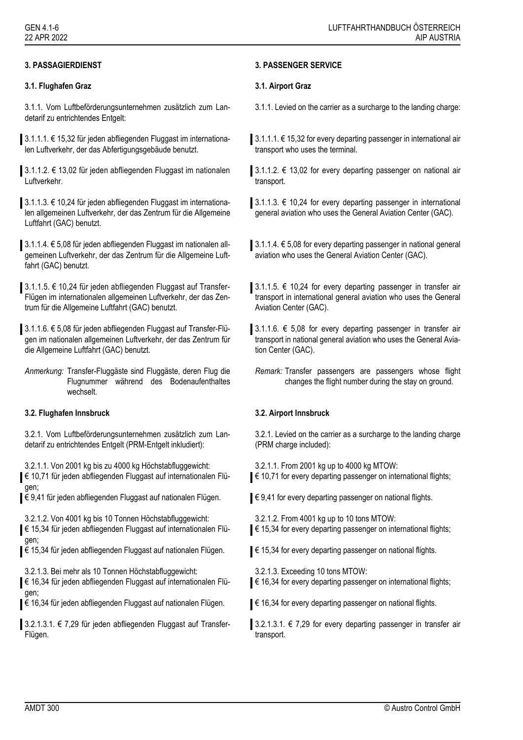## 3. PASSAGIERDIENST

### 3.1. Flughafen Graz

3.1.1. Vom Luftbeförderungsunternehmen zusätzlich zum Landetarif zu entrichtendes Entgelt:

3.1.1.1. € 15,32 für jeden abfliegenden Fluggast im internationalen Luftverkehr, der das Abfertigungsgebäude benutzt.

3.1.1.2. € 13,02 für jeden abfliegenden Fluggast im nationalen Luftverkehr.

3.1.1.3. € 10,24 für jeden abfliegenden Fluggast im internationalen allgemeinen Luftverkehr, der das Zentrum für die Allgemeine Luftfahrt (GAC) benutzt.

3.1.1.4. € 5,08 für jeden abfliegenden Fluggast im nationalen allgemeinen Luftverkehr, der das Zentrum für die Allgemeine Luftfahrt (GAC) benutzt.

3.1.1.5. € 10,24 für jeden abfliegenden Fluggast auf Transfer-Flügen im internationalen allgemeinen Luftverkehr, der das Zentrum für die Allgemeine Luftfahrt (GAC) benutzt.

3.1.1.6. € 5,08 für jeden abfliegenden Fluggast auf Transfer-Flügen im nationalen allgemeinen Luftverkehr, der das Zentrum für die Allgemeine Luftfahrt (GAC) benutzt.

*Anmerkung:* Transfer-Fluggäste sind Fluggäste, deren Flug die Flugnummer während des Bodenaufenthaltes wechselt.

### 3.2. Flughafen Innsbruck

3.2.1. Vom Luftbeförderungsunternehmen zusätzlich zum Landetarif zu entrichtendes Entgelt (PRM-Entgelt inkludiert):

3.2.1.1. Von 2001 kg bis zu 4000 kg Höchstabfluggewicht:
€ 10,71 für jeden abfliegenden Fluggast auf internationalen Flügen;
€ 9,41 für jeden abfliegenden Fluggast auf nationalen Flügen.

3.2.1.2. Von 4001 kg bis 10 Tonnen Höchstabfluggewicht:
€ 15,34 für jeden abfliegenden Fluggast auf internationalen Flügen;
€ 15,34 für jeden abfliegenden Fluggast auf nationalen Flügen.

3.2.1.3. Bei mehr als 10 Tonnen Höchstabfluggewicht:
€ 16,34 für jeden abfliegenden Fluggast auf internationalen Flügen;
€ 16,34 für jeden abfliegenden Fluggast auf nationalen Flügen.

3.2.1.3.1. € 7,29 für jeden abfliegenden Fluggast auf Transfer-Flügen.

## 3. PASSENGER SERVICE

### 3.1. Airport Graz

3.1.1. Levied on the carrier as a surcharge to the landing charge:

3.1.1.1. € 15,32 for every departing passenger in international air transport who uses the terminal.

3.1.1.2. € 13,02 for every departing passenger on national air transport.

3.1.1.3. € 10,24 for every departing passenger in international general aviation who uses the General Aviation Center (GAC).

3.1.1.4. € 5,08 for every departing passenger in national general aviation who uses the General Aviation Center (GAC).

3.1.1.5. € 10,24 for every departing passenger in transfer air transport in international general aviation who uses the General Aviation Center (GAC).

3.1.1.6. € 5,08 for every departing passenger in transfer air transport in national general aviation who uses the General Aviation Center (GAC).

*Remark:* Transfer passengers are passengers whose flight changes the flight number during the stay on ground.

### 3.2. Airport Innsbruck

3.2.1. Levied on the carrier as a surcharge to the landing charge (PRM charge included):

3.2.1.1. From 2001 kg up to 4000 kg MTOW:
€ 10,71 for every departing passenger on international flights;
€ 9,41 for every departing passenger on national flights.

3.2.1.2. From 4001 kg up to 10 tons MTOW:
€ 15,34 for every departing passenger on international flights;
€ 15,34 for every departing passenger on national flights.

3.2.1.3. Exceeding 10 tons MTOW:
€ 16,34 for every departing passenger on international flights;
€ 16,34 for every departing passenger on national flights.

3.2.1.3.1. € 7,29 for every departing passenger in transfer air transport.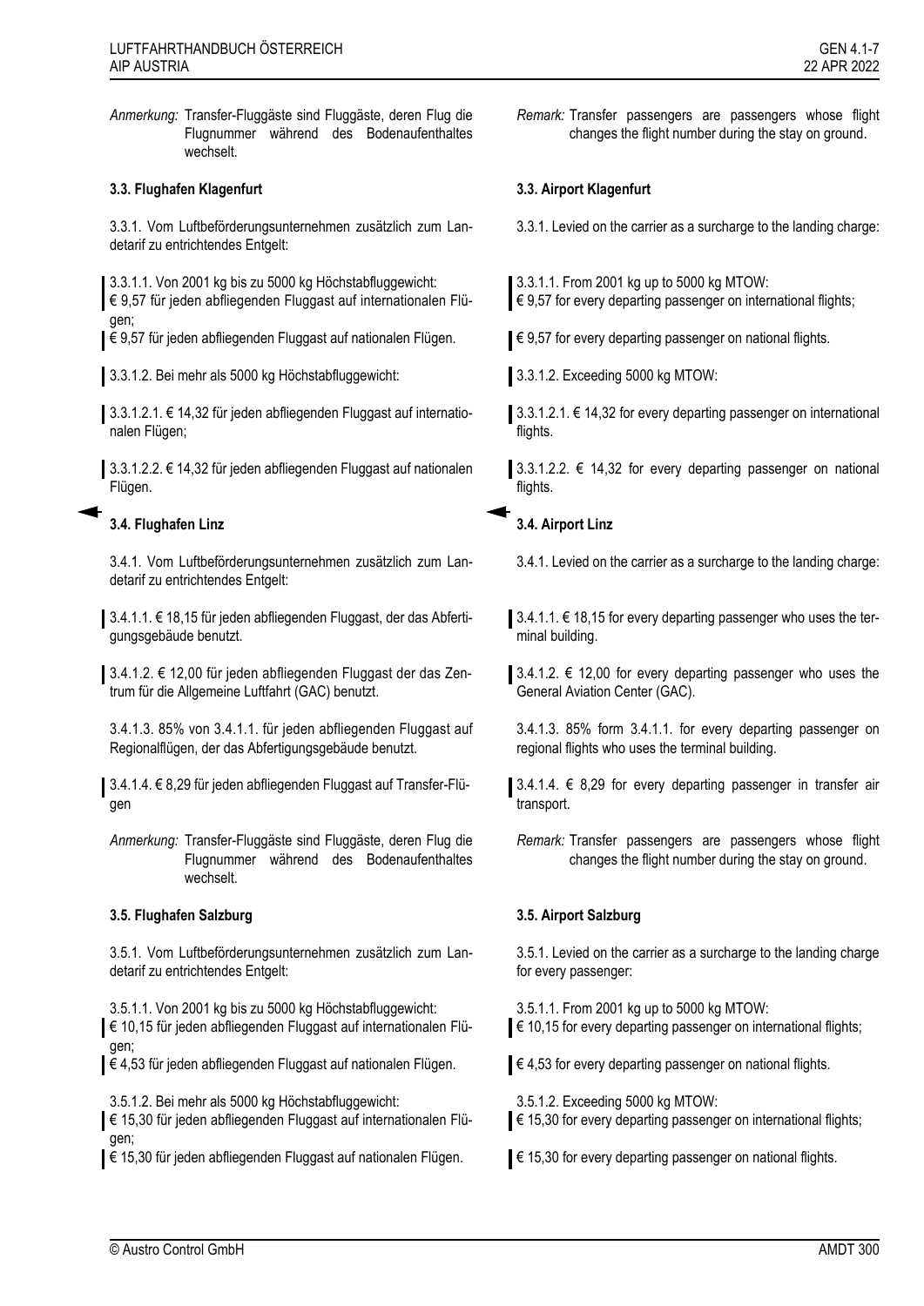*Anmerkung:* Transfer-Fluggäste sind Fluggäste, deren Flug die Flugnummer während des Bodenaufenthaltes wechselt.

*Remark:* Transfer passengers are passengers whose flight changes the flight number during the stay on ground.

### 3.3. Flughafen Klagenfurt

### 3.3. Airport Klagenfurt

3.3.1. Vom Luftbeförderungsunternehmen zusätzlich zum Landetarif zu entrichtendes Entgelt:

3.3.1. Levied on the carrier as a surcharge to the landing charge:

3.3.1.1. Von 2001 kg bis zu 5000 kg Höchstabfluggewicht:
€ 9,57 für jeden abfliegenden Fluggast auf internationalen Flügen;
€ 9,57 für jeden abfliegenden Fluggast auf nationalen Flügen.

3.3.1.1. From 2001 kg up to 5000 kg MTOW:
€ 9,57 for every departing passenger on international flights;
€ 9,57 for every departing passenger on national flights.

3.3.1.2. Bei mehr als 5000 kg Höchstabfluggewicht:

3.3.1.2. Exceeding 5000 kg MTOW:

3.3.1.2.1. € 14,32 für jeden abfliegenden Fluggast auf internationalen Flügen;

3.3.1.2.1. € 14,32 for every departing passenger on international flights.

3.3.1.2.2. € 14,32 für jeden abfliegenden Fluggast auf nationalen Flügen.

3.3.1.2.2. € 14,32 for every departing passenger on national flights.

### 3.4. Flughafen Linz

### 3.4. Airport Linz

3.4.1. Vom Luftbeförderungsunternehmen zusätzlich zum Landetarif zu entrichtendes Entgelt:

3.4.1. Levied on the carrier as a surcharge to the landing charge:

3.4.1.1. € 18,15 für jeden abfliegenden Fluggast, der das Abfertigungsgebäude benutzt.

3.4.1.1. € 18,15 for every departing passenger who uses the terminal building.

3.4.1.2. € 12,00 für jeden abfliegenden Fluggast der das Zentrum für die Allgemeine Luftfahrt (GAC) benutzt.

3.4.1.2. € 12,00 for every departing passenger who uses the General Aviation Center (GAC).

3.4.1.3. 85% von 3.4.1.1. für jeden abfliegenden Fluggast auf Regionalflügen, der das Abfertigungsgebäude benutzt.

3.4.1.3. 85% form 3.4.1.1. for every departing passenger on regional flights who uses the terminal building.

3.4.1.4. € 8,29 für jeden abfliegenden Fluggast auf Transfer-Flügen

3.4.1.4. € 8,29 for every departing passenger in transfer air transport.

*Anmerkung:* Transfer-Fluggäste sind Fluggäste, deren Flug die Flugnummer während des Bodenaufenthaltes wechselt.

*Remark:* Transfer passengers are passengers whose flight changes the flight number during the stay on ground.

### 3.5. Flughafen Salzburg

### 3.5. Airport Salzburg

3.5.1. Vom Luftbeförderungsunternehmen zusätzlich zum Landetarif zu entrichtendes Entgelt:

3.5.1. Levied on the carrier as a surcharge to the landing charge for every passenger:

3.5.1.1. Von 2001 kg bis zu 5000 kg Höchstabfluggewicht:
€ 10,15 für jeden abfliegenden Fluggast auf internationalen Flügen;
€ 4,53 für jeden abfliegenden Fluggast auf nationalen Flügen.

3.5.1.1. From 2001 kg up to 5000 kg MTOW:
€ 10,15 for every departing passenger on international flights;
€ 4,53 for every departing passenger on national flights.

3.5.1.2. Bei mehr als 5000 kg Höchstabfluggewicht:
€ 15,30 für jeden abfliegenden Fluggast auf internationalen Flügen;
€ 15,30 für jeden abfliegenden Fluggast auf nationalen Flügen.

3.5.1.2. Exceeding 5000 kg MTOW:
€ 15,30 for every departing passenger on international flights;
€ 15,30 for every departing passenger on national flights.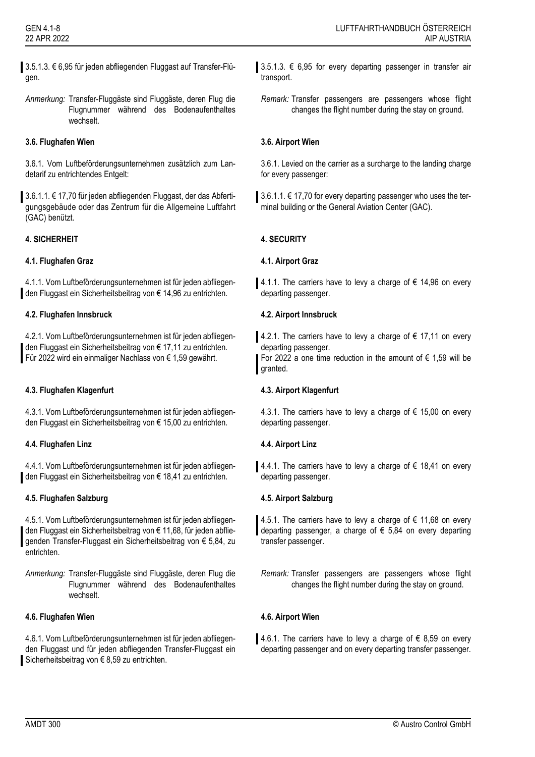3.5.1.3. € 6,95 für jeden abfliegenden Fluggast auf Transfer-Flügen.

*Anmerkung:* Transfer-Fluggäste sind Fluggäste, deren Flug die Flugnummer während des Bodenaufenthaltes wechselt.

**3.6. Flughafen Wien**

3.6.1. Vom Luftbeförderungsunternehmen zusätzlich zum Landetarif zu entrichtendes Entgelt:

3.6.1.1. € 17,70 für jeden abfliegenden Fluggast, der das Abfertigungsgebäude oder das Zentrum für die Allgemeine Luftfahrt (GAC) benützt.

**4. SICHERHEIT**

**4.1. Flughafen Graz**

4.1.1. Vom Luftbeförderungsunternehmen ist für jeden abfliegenden Fluggast ein Sicherheitsbeitrag von € 14,96 zu entrichten.

**4.2. Flughafen Innsbruck**

4.2.1. Vom Luftbeförderungsunternehmen ist für jeden abfliegenden Fluggast ein Sicherheitsbeitrag von € 17,11 zu entrichten. Für 2022 wird ein einmaliger Nachlass von € 1,59 gewährt.

**4.3. Flughafen Klagenfurt**

4.3.1. Vom Luftbeförderungsunternehmen ist für jeden abfliegenden Fluggast ein Sicherheitsbeitrag von € 15,00 zu entrichten.

**4.4. Flughafen Linz**

4.4.1. Vom Luftbeförderungsunternehmen ist für jeden abfliegenden Fluggast ein Sicherheitsbeitrag von € 18,41 zu entrichten.

**4.5. Flughafen Salzburg**

4.5.1. Vom Luftbeförderungsunternehmen ist für jeden abfliegenden Fluggast ein Sicherheitsbeitrag von € 11,68, für jeden abfliegenden Transfer-Fluggast ein Sicherheitsbeitrag von € 5,84, zu entrichten.

*Anmerkung:* Transfer-Fluggäste sind Fluggäste, deren Flug die Flugnummer während des Bodenaufenthaltes wechselt.

**4.6. Flughafen Wien**

4.6.1. Vom Luftbeförderungsunternehmen ist für jeden abfliegenden Fluggast und für jeden abfliegenden Transfer-Fluggast ein Sicherheitsbeitrag von € 8,59 zu entrichten.

3.5.1.3. € 6,95 for every departing passenger in transfer air transport.

*Remark:* Transfer passengers are passengers whose flight changes the flight number during the stay on ground.

**3.6. Airport Wien**

3.6.1. Levied on the carrier as a surcharge to the landing charge for every passenger:

3.6.1.1. € 17,70 for every departing passenger who uses the terminal building or the General Aviation Center (GAC).

**4. SECURITY**

**4.1. Airport Graz**

4.1.1. The carriers have to levy a charge of € 14,96 on every departing passenger.

**4.2. Airport Innsbruck**

4.2.1. The carriers have to levy a charge of € 17,11 on every departing passenger.
For 2022 a one time reduction in the amount of € 1,59 will be granted.

**4.3. Airport Klagenfurt**

4.3.1. The carriers have to levy a charge of € 15,00 on every departing passenger.

**4.4. Airport Linz**

4.4.1. The carriers have to levy a charge of € 18,41 on every departing passenger.

**4.5. Airport Salzburg**

4.5.1. The carriers have to levy a charge of € 11,68 on every departing passenger, a charge of € 5,84 on every departing transfer passenger.

*Remark:* Transfer passengers are passengers whose flight changes the flight number during the stay on ground.

**4.6. Airport Wien**

4.6.1. The carriers have to levy a charge of € 8,59 on every departing passenger and on every departing transfer passenger.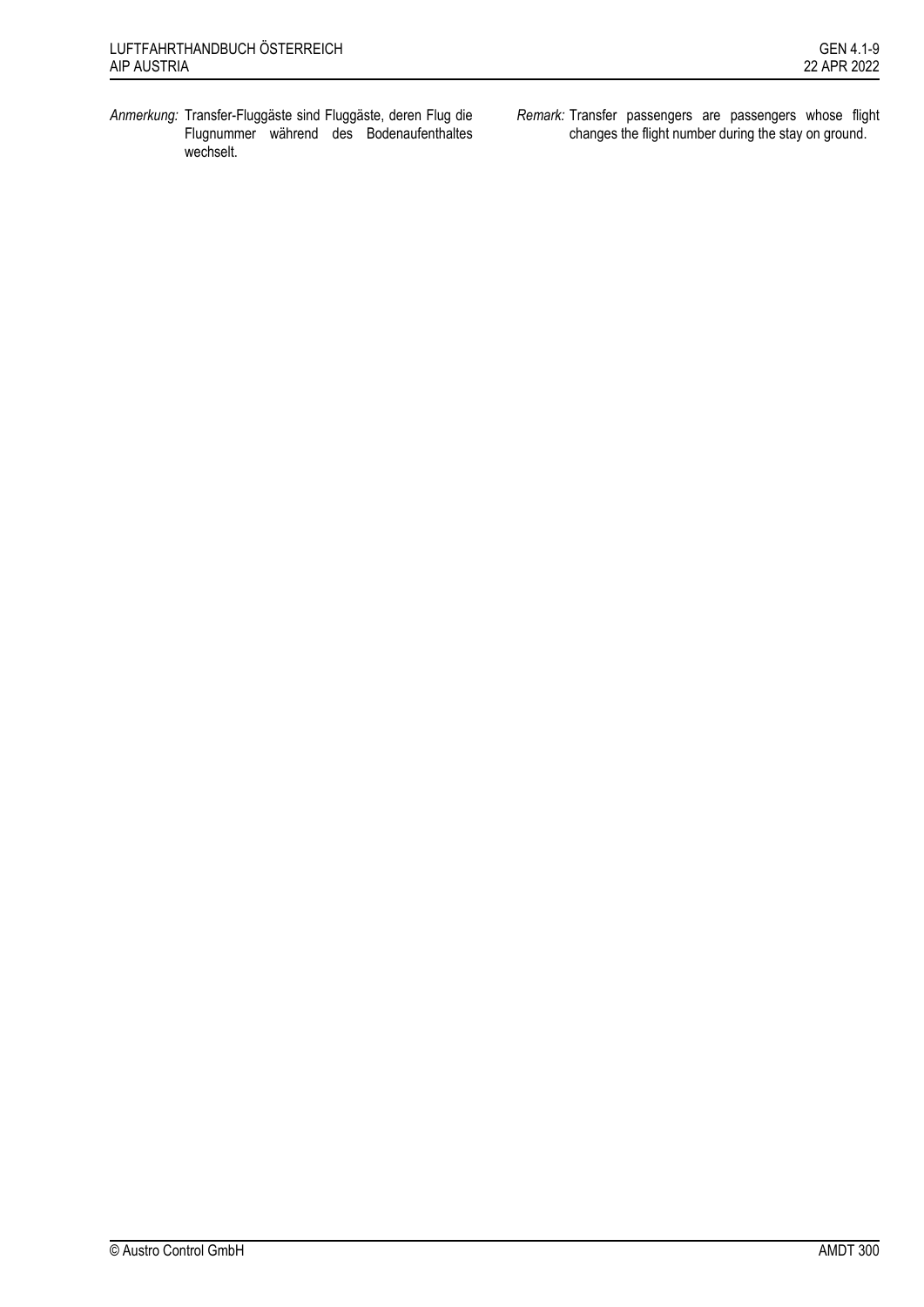*Anmerkung:* Transfer-Fluggäste sind Fluggäste, deren Flug die Flugnummer während des Bodenaufenthaltes wechselt.

*Remark:* Transfer passengers are passengers whose flight changes the flight number during the stay on ground.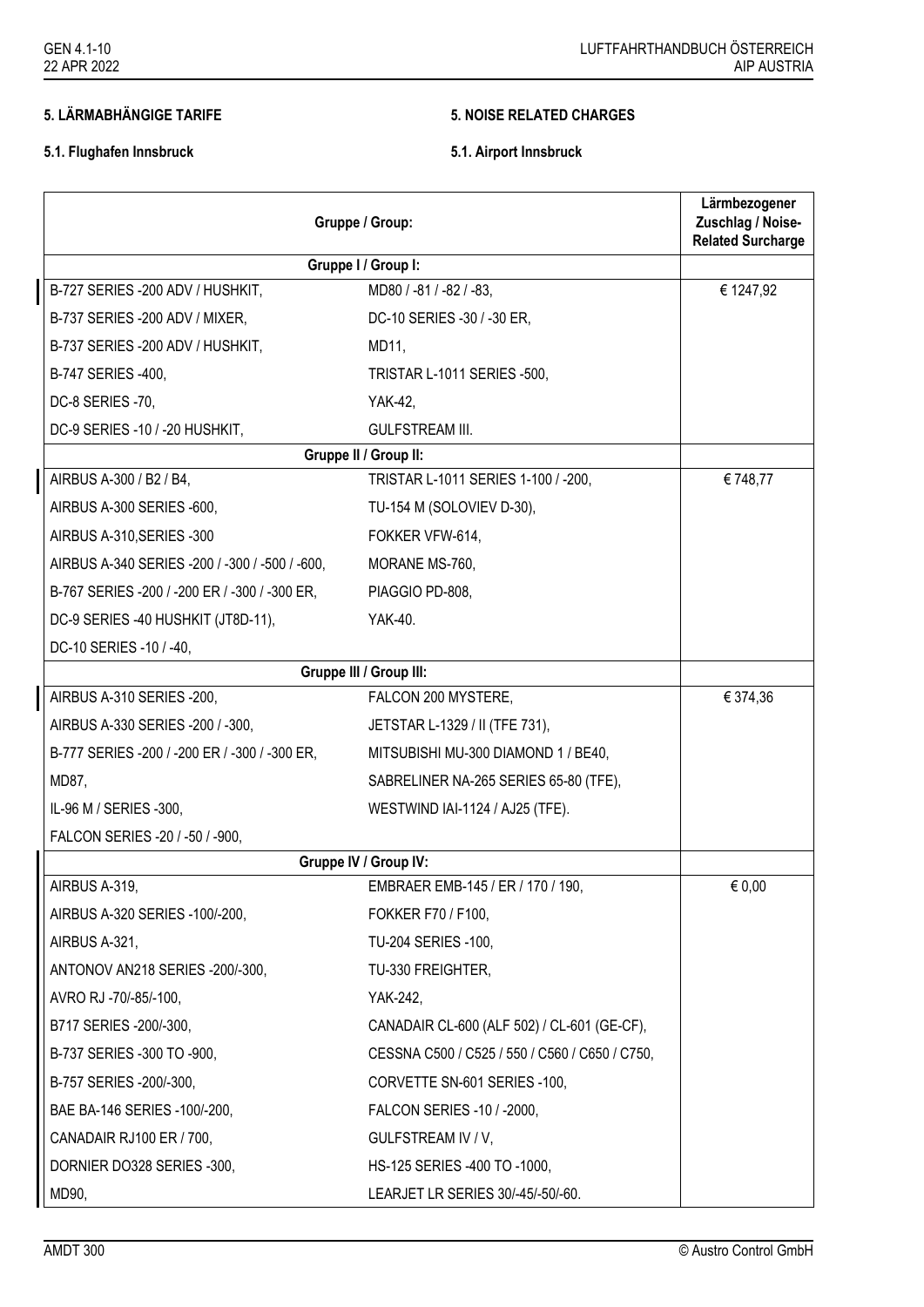## 5. LÄRMABHÄNGIGE TARIFE

## 5. NOISE RELATED CHARGES

### 5.1. Flughafen Innsbruck

### 5.1. Airport Innsbruck

| Gruppe / Group: | | Lärmbezogener Zuschlag / Noise-Related Surcharge |
|---|---|---|
| **Gruppe I / Group I:** | | |
| B-727 SERIES -200 ADV / HUSHKIT, | MD80 / -81 / -82 / -83, | € 1247,92 |
| B-737 SERIES -200 ADV / MIXER, | DC-10 SERIES -30 / -30 ER, | |
| B-737 SERIES -200 ADV / HUSHKIT, | MD11, | |
| B-747 SERIES -400, | TRISTAR L-1011 SERIES -500, | |
| DC-8 SERIES -70, | YAK-42, | |
| DC-9 SERIES -10 / -20 HUSHKIT, | GULFSTREAM III. | |
| **Gruppe II / Group II:** | | |
| AIRBUS A-300 / B2 / B4, | TRISTAR L-1011 SERIES 1-100 / -200, | € 748,77 |
| AIRBUS A-300 SERIES -600, | TU-154 M (SOLOVIEV D-30), | |
| AIRBUS A-310,SERIES -300 | FOKKER VFW-614, | |
| AIRBUS A-340 SERIES -200 / -300 / -500 / -600, | MORANE MS-760, | |
| B-767 SERIES -200 / -200 ER / -300 / -300 ER, | PIAGGIO PD-808, | |
| DC-9 SERIES -40 HUSHKIT (JT8D-11), | YAK-40. | |
| DC-10 SERIES -10 / -40, | | |
| **Gruppe III / Group III:** | | |
| AIRBUS A-310 SERIES -200, | FALCON 200 MYSTERE, | € 374,36 |
| AIRBUS A-330 SERIES -200 / -300, | JETSTAR L-1329 / II (TFE 731), | |
| B-777 SERIES -200 / -200 ER / -300 / -300 ER, | MITSUBISHI MU-300 DIAMOND 1 / BE40, | |
| MD87, | SABRELINER NA-265 SERIES 65-80 (TFE), | |
| IL-96 M / SERIES -300, | WESTWIND IAI-1124 / AJ25 (TFE). | |
| FALCON SERIES -20 / -50 / -900, | | |
| **Gruppe IV / Group IV:** | | |
| AIRBUS A-319, | EMBRAER EMB-145 / ER / 170 / 190, | € 0,00 |
| AIRBUS A-320 SERIES -100/-200, | FOKKER F70 / F100, | |
| AIRBUS A-321, | TU-204 SERIES -100, | |
| ANTONOV AN218 SERIES -200/-300, | TU-330 FREIGHTER, | |
| AVRO RJ -70/-85/-100, | YAK-242, | |
| B717 SERIES -200/-300, | CANADAIR CL-600 (ALF 502) / CL-601 (GE-CF), | |
| B-737 SERIES -300 TO -900, | CESSNA C500 / C525 / 550 / C560 / C650 / C750, | |
| B-757 SERIES -200/-300, | CORVETTE SN-601 SERIES -100, | |
| BAE BA-146 SERIES -100/-200, | FALCON SERIES -10 / -2000, | |
| CANADAIR RJ100 ER / 700, | GULFSTREAM IV / V, | |
| DORNIER DO328 SERIES -300, | HS-125 SERIES -400 TO -1000, | |
| MD90, | LEARJET LR SERIES 30/-45/-50/-60. | |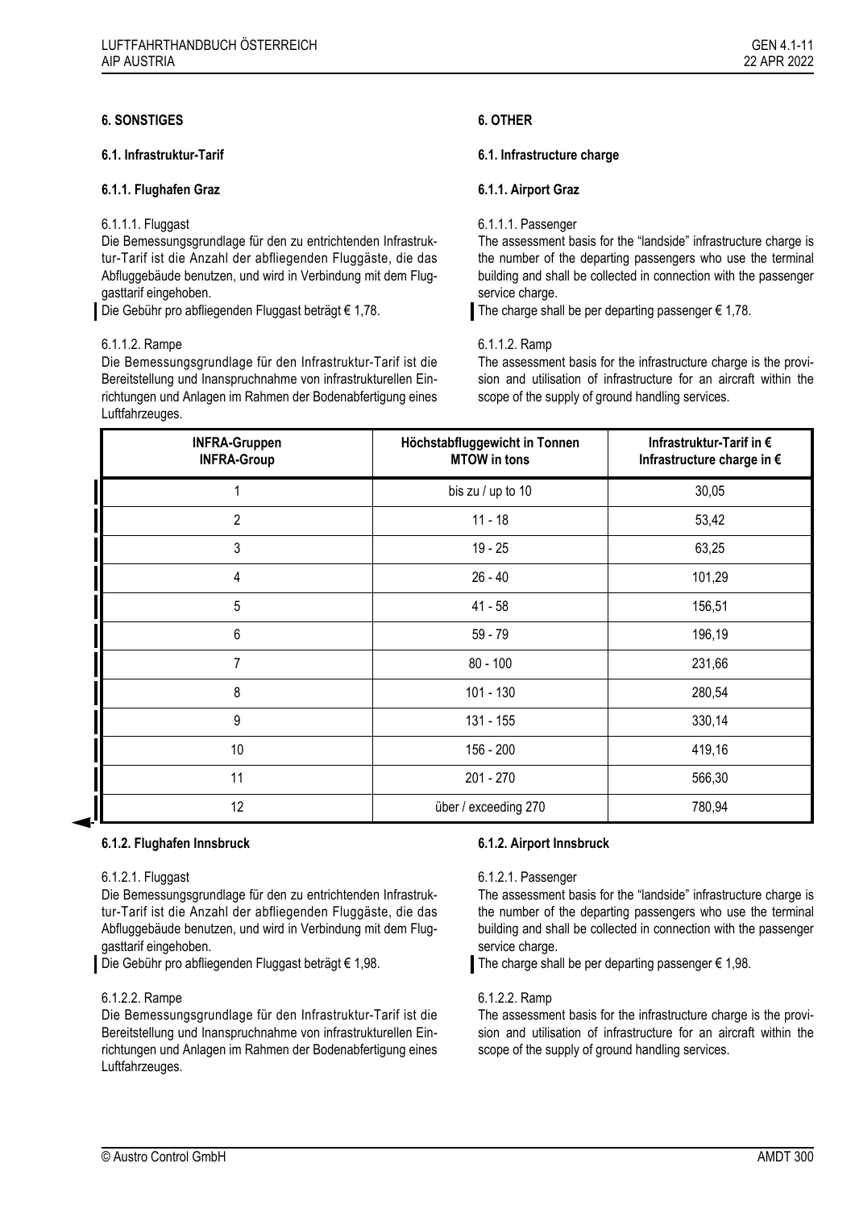## 6. SONSTIGES

### 6.1. Infrastruktur-Tarif

#### 6.1.1. Flughafen Graz

6.1.1.1. Fluggast

Die Bemessungsgrundlage für den zu entrichtenden Infrastruktur-Tarif ist die Anzahl der abfliegenden Fluggäste, die das Abfluggebäude benutzen, und wird in Verbindung mit dem Fluggasttarif eingehoben.

Die Gebühr pro abfliegenden Fluggast beträgt € 1,78.

6.1.1.2. Rampe

Die Bemessungsgrundlage für den Infrastruktur-Tarif ist die Bereitstellung und Inanspruchnahme von infrastrukturellen Einrichtungen und Anlagen im Rahmen der Bodenabfertigung eines Luftfahrzeuges.

## 6. OTHER

### 6.1. Infrastructure charge

#### 6.1.1. Airport Graz

6.1.1.1. Passenger

The assessment basis for the "landside" infrastructure charge is the number of the departing passengers who use the terminal building and shall be collected in connection with the passenger service charge.

The charge shall be per departing passenger € 1,78.

6.1.1.2. Ramp

The assessment basis for the infrastructure charge is the provision and utilisation of infrastructure for an aircraft within the scope of the supply of ground handling services.

| INFRA-Gruppen INFRA-Group | Höchstabfluggewicht in Tonnen MTOW in tons | Infrastruktur-Tarif in € Infrastructure charge in € |
|---|---|---|
| 1 | bis zu / up to 10 | 30,05 |
| 2 | 11 - 18 | 53,42 |
| 3 | 19 - 25 | 63,25 |
| 4 | 26 - 40 | 101,29 |
| 5 | 41 - 58 | 156,51 |
| 6 | 59 - 79 | 196,19 |
| 7 | 80 - 100 | 231,66 |
| 8 | 101 - 130 | 280,54 |
| 9 | 131 - 155 | 330,14 |
| 10 | 156 - 200 | 419,16 |
| 11 | 201 - 270 | 566,30 |
| 12 | über / exceeding 270 | 780,94 |

#### 6.1.2. Flughafen Innsbruck

6.1.2.1. Fluggast

Die Bemessungsgrundlage für den zu entrichtenden Infrastruktur-Tarif ist die Anzahl der abfliegenden Fluggäste, die das Abfluggebäude benutzen, und wird in Verbindung mit dem Fluggasttarif eingehoben.

Die Gebühr pro abfliegenden Fluggast beträgt € 1,98.

6.1.2.2. Rampe

Die Bemessungsgrundlage für den Infrastruktur-Tarif ist die Bereitstellung und Inanspruchnahme von infrastrukturellen Einrichtungen und Anlagen im Rahmen der Bodenabfertigung eines Luftfahrzeuges.

#### 6.1.2. Airport Innsbruck

6.1.2.1. Passenger

The assessment basis for the "landside" infrastructure charge is the number of the departing passengers who use the terminal building and shall be collected in connection with the passenger service charge.

The charge shall be per departing passenger € 1,98.

6.1.2.2. Ramp

The assessment basis for the infrastructure charge is the provision and utilisation of infrastructure for an aircraft within the scope of the supply of ground handling services.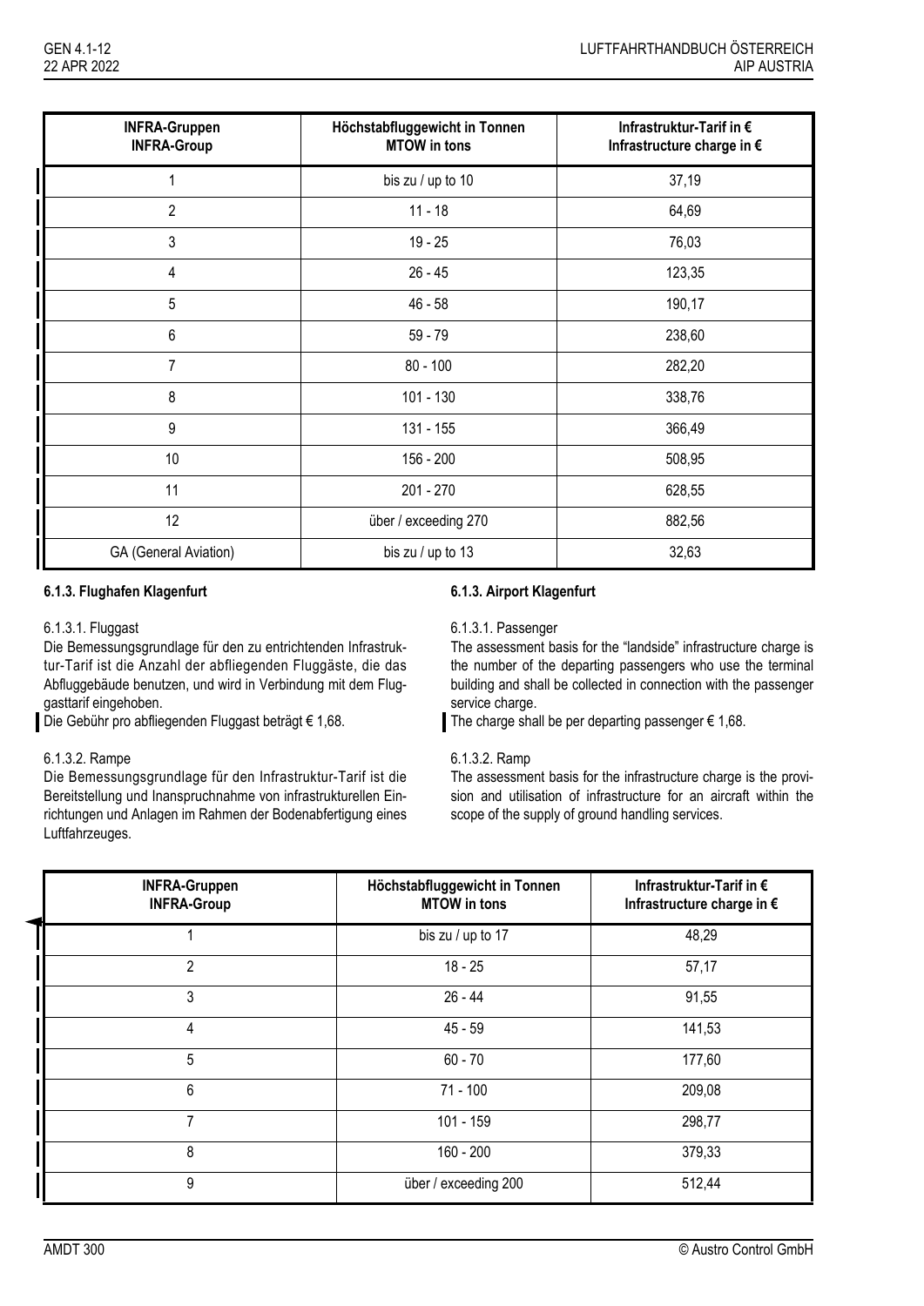| INFRA-Gruppen<br>INFRA-Group | Höchstabfluggewicht in Tonnen<br>MTOW in tons | Infrastruktur-Tarif in €<br>Infrastructure charge in € |
|---|---|---|
| 1 | bis zu / up to 10 | 37,19 |
| 2 | 11 - 18 | 64,69 |
| 3 | 19 - 25 | 76,03 |
| 4 | 26 - 45 | 123,35 |
| 5 | 46 - 58 | 190,17 |
| 6 | 59 - 79 | 238,60 |
| 7 | 80 - 100 | 282,20 |
| 8 | 101 - 130 | 338,76 |
| 9 | 131 - 155 | 366,49 |
| 10 | 156 - 200 | 508,95 |
| 11 | 201 - 270 | 628,55 |
| 12 | über / exceeding 270 | 882,56 |
| GA (General Aviation) | bis zu / up to 13 | 32,63 |

### 6.1.3. Flughafen Klagenfurt

6.1.3.1. Fluggast

Die Bemessungsgrundlage für den zu entrichtenden Infrastruktur-Tarif ist die Anzahl der abfliegenden Fluggäste, die das Abfluggebäude benutzen, und wird in Verbindung mit dem Fluggasttarif eingehoben.

Die Gebühr pro abfliegenden Fluggast beträgt € 1,68.

6.1.3.2. Rampe

Die Bemessungsgrundlage für den Infrastruktur-Tarif ist die Bereitstellung und Inanspruchnahme von infrastrukturellen Einrichtungen und Anlagen im Rahmen der Bodenabfertigung eines Luftfahrzeuges.

### 6.1.3. Airport Klagenfurt

6.1.3.1. Passenger

The assessment basis for the "landside" infrastructure charge is the number of the departing passengers who use the terminal building and shall be collected in connection with the passenger service charge.

The charge shall be per departing passenger € 1,68.

6.1.3.2. Ramp

The assessment basis for the infrastructure charge is the provision and utilisation of infrastructure for an aircraft within the scope of the supply of ground handling services.

| INFRA-Gruppen<br>INFRA-Group | Höchstabfluggewicht in Tonnen<br>MTOW in tons | Infrastruktur-Tarif in €<br>Infrastructure charge in € |
|---|---|---|
| 1 | bis zu / up to 17 | 48,29 |
| 2 | 18 - 25 | 57,17 |
| 3 | 26 - 44 | 91,55 |
| 4 | 45 - 59 | 141,53 |
| 5 | 60 - 70 | 177,60 |
| 6 | 71 - 100 | 209,08 |
| 7 | 101 - 159 | 298,77 |
| 8 | 160 - 200 | 379,33 |
| 9 | über / exceeding 200 | 512,44 |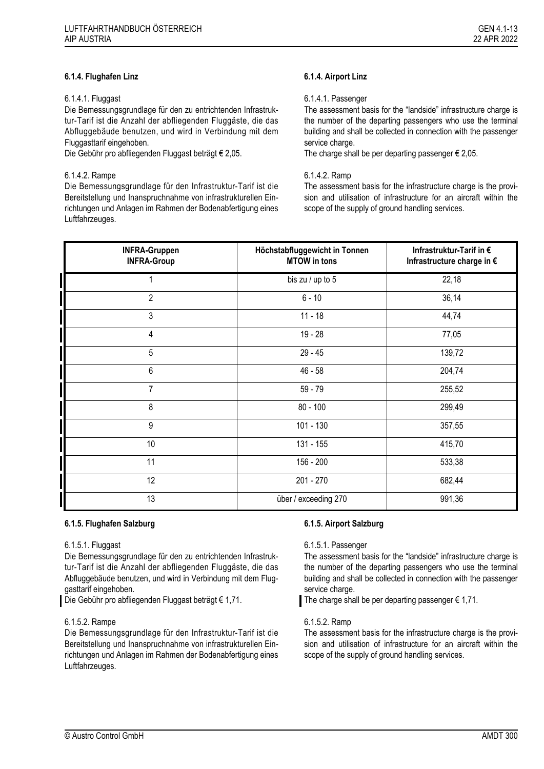### 6.1.4. Flughafen Linz

6.1.4.1. Fluggast

Die Bemessungsgrundlage für den zu entrichtenden Infrastruktur-Tarif ist die Anzahl der abfliegenden Fluggäste, die das Abfluggebäude benutzen, und wird in Verbindung mit dem Fluggasttarif eingehoben.

Die Gebühr pro abfliegenden Fluggast beträgt € 2,05.

6.1.4.2. Rampe

Die Bemessungsgrundlage für den Infrastruktur-Tarif ist die Bereitstellung und Inanspruchnahme von infrastrukturellen Einrichtungen und Anlagen im Rahmen der Bodenabfertigung eines Luftfahrzeuges.

### 6.1.4. Airport Linz

6.1.4.1. Passenger

The assessment basis for the "landside" infrastructure charge is the number of the departing passengers who use the terminal building and shall be collected in connection with the passenger service charge.

The charge shall be per departing passenger € 2,05.

6.1.4.2. Ramp

The assessment basis for the infrastructure charge is the provision and utilisation of infrastructure for an aircraft within the scope of the supply of ground handling services.

| INFRA-Gruppen INFRA-Group | Höchstabfluggewicht in Tonnen MTOW in tons | Infrastruktur-Tarif in € Infrastructure charge in € |
|---|---|---|
| 1 | bis zu / up to 5 | 22,18 |
| 2 | 6 - 10 | 36,14 |
| 3 | 11 - 18 | 44,74 |
| 4 | 19 - 28 | 77,05 |
| 5 | 29 - 45 | 139,72 |
| 6 | 46 - 58 | 204,74 |
| 7 | 59 - 79 | 255,52 |
| 8 | 80 - 100 | 299,49 |
| 9 | 101 - 130 | 357,55 |
| 10 | 131 - 155 | 415,70 |
| 11 | 156 - 200 | 533,38 |
| 12 | 201 - 270 | 682,44 |
| 13 | über / exceeding 270 | 991,36 |

### 6.1.5. Flughafen Salzburg

6.1.5.1. Fluggast

Die Bemessungsgrundlage für den zu entrichtenden Infrastruktur-Tarif ist die Anzahl der abfliegenden Fluggäste, die das Abfluggebäude benutzen, und wird in Verbindung mit dem Fluggasttarif eingehoben.

Die Gebühr pro abfliegenden Fluggast beträgt € 1,71.

6.1.5.2. Rampe

Die Bemessungsgrundlage für den Infrastruktur-Tarif ist die Bereitstellung und Inanspruchnahme von infrastrukturellen Einrichtungen und Anlagen im Rahmen der Bodenabfertigung eines Luftfahrzeuges.

### 6.1.5. Airport Salzburg

6.1.5.1. Passenger

The assessment basis for the "landside" infrastructure charge is the number of the departing passengers who use the terminal building and shall be collected in connection with the passenger service charge.

The charge shall be per departing passenger € 1,71.

6.1.5.2. Ramp

The assessment basis for the infrastructure charge is the provision and utilisation of infrastructure for an aircraft within the scope of the supply of ground handling services.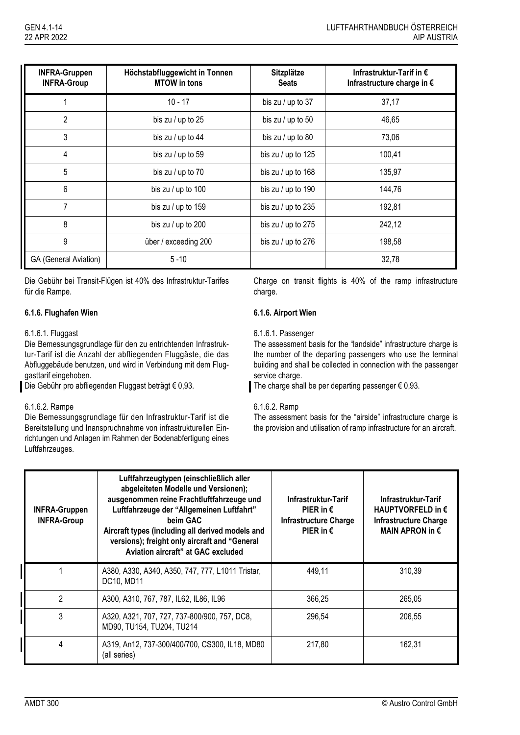| INFRA-Gruppen INFRA-Group | Höchstabfluggewicht in Tonnen MTOW in tons | Sitzplätze Seats | Infrastruktur-Tarif in € Infrastructure charge in € |
|---|---|---|---|
| 1 | 10 - 17 | bis zu / up to 37 | 37,17 |
| 2 | bis zu / up to 25 | bis zu / up to 50 | 46,65 |
| 3 | bis zu / up to 44 | bis zu / up to 80 | 73,06 |
| 4 | bis zu / up to 59 | bis zu / up to 125 | 100,41 |
| 5 | bis zu / up to 70 | bis zu / up to 168 | 135,97 |
| 6 | bis zu / up to 100 | bis zu / up to 190 | 144,76 |
| 7 | bis zu / up to 159 | bis zu / up to 235 | 192,81 |
| 8 | bis zu / up to 200 | bis zu / up to 275 | 242,12 |
| 9 | über / exceeding 200 | bis zu / up to 276 | 198,58 |
| GA (General Aviation) | 5 -10 | | 32,78 |

Die Gebühr bei Transit-Flügen ist 40% des Infrastruktur-Tarifes für die Rampe.

Charge on transit flights is 40% of the ramp infrastructure charge.

**6.1.6. Flughafen Wien**

**6.1.6. Airport Wien**

6.1.6.1. Fluggast

Die Bemessungsgrundlage für den zu entrichtenden Infrastruktur-Tarif ist die Anzahl der abfliegenden Fluggäste, die das Abfluggebäude benutzen, und wird in Verbindung mit dem Fluggasttarif eingehoben.

Die Gebühr pro abfliegenden Fluggast beträgt € 0,93.

6.1.6.1. Passenger

The assessment basis for the "landside" infrastructure charge is the number of the departing passengers who use the terminal building and shall be collected in connection with the passenger service charge.

The charge shall be per departing passenger € 0,93.

6.1.6.2. Rampe

Die Bemessungsgrundlage für den Infrastruktur-Tarif ist die Bereitstellung und Inanspruchnahme von infrastrukturellen Einrichtungen und Anlagen im Rahmen der Bodenabfertigung eines Luftfahrzeuges.

6.1.6.2. Ramp

The assessment basis for the "airside" infrastructure charge is the provision and utilisation of ramp infrastructure for an aircraft.

| INFRA-Gruppen INFRA-Group | Luftfahrzeugtypen (einschließlich aller abgeleiteten Modelle und Versionen); ausgenommen reine Frachtluftfahrzeuge und Luftfahrzeuge der "Allgemeinen Luftfahrt" beim GAC Aircraft types (including all derived models and versions); freight only aircraft and "General Aviation aircraft" at GAC excluded | Infrastruktur-Tarif PIER in € Infrastructure Charge PIER in € | Infrastruktur-Tarif HAUPTVORFELD in € Infrastructure Charge MAIN APRON in € |
|---|---|---|---|
| 1 | A380, A330, A340, A350, 747, 777, L1011 Tristar, DC10, MD11 | 449,11 | 310,39 |
| 2 | A300, A310, 767, 787, IL62, IL86, IL96 | 366,25 | 265,05 |
| 3 | A320, A321, 707, 727, 737-800/900, 757, DC8, MD90, TU154, TU204, TU214 | 296,54 | 206,55 |
| 4 | A319, An12, 737-300/400/700, CS300, IL18, MD80 (all series) | 217,80 | 162,31 |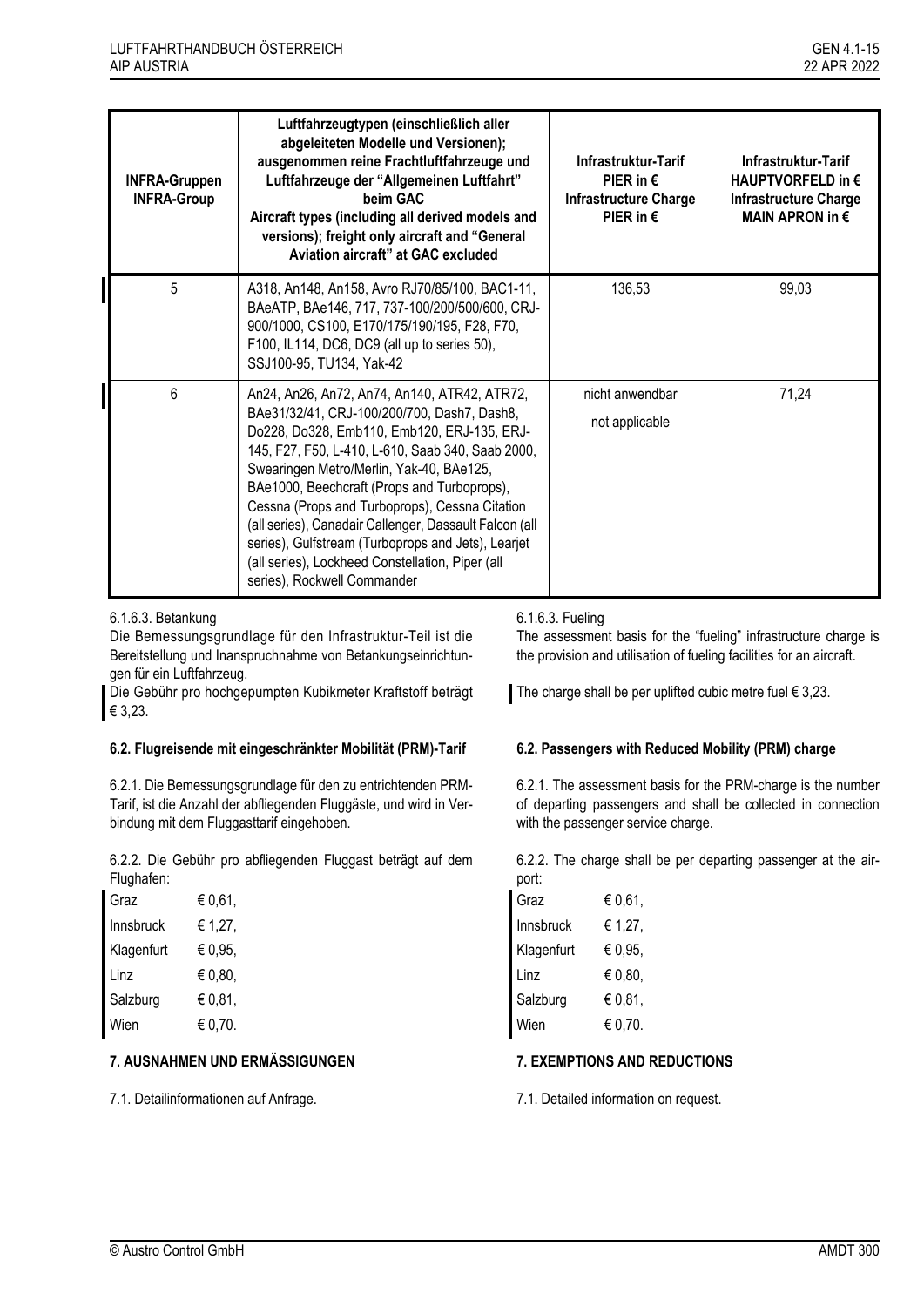| INFRA-Gruppen INFRA-Group | Luftfahrzeugtypen (einschließlich aller abgeleiteten Modelle und Versionen); ausgenommen reine Frachtluftfahrzeuge und Luftfahrzeuge der "Allgemeinen Luftfahrt" beim GAC Aircraft types (including all derived models and versions); freight only aircraft and "General Aviation aircraft" at GAC excluded | Infrastruktur-Tarif PIER in € Infrastructure Charge PIER in € | Infrastruktur-Tarif HAUPTVORFELD in € Infrastructure Charge MAIN APRON in € |
|---|---|---|---|
| 5 | A318, An148, An158, Avro RJ70/85/100, BAC1-11, BAeATP, BAe146, 717, 737-100/200/500/600, CRJ-900/1000, CS100, E170/175/190/195, F28, F70, F100, IL114, DC6, DC9 (all up to series 50), SSJ100-95, TU134, Yak-42 | 136,53 | 99,03 |
| 6 | An24, An26, An72, An74, An140, ATR42, ATR72, BAe31/32/41, CRJ-100/200/700, Dash7, Dash8, Do228, Do328, Emb110, Emb120, ERJ-135, ERJ-145, F27, F50, L-410, L-610, Saab 340, Saab 2000, Swearingen Metro/Merlin, Yak-40, BAe125, BAe1000, Beechcraft (Props and Turboprops), Cessna (Props and Turboprops), Cessna Citation (all series), Canadair Callenger, Dassault Falcon (all series), Gulfstream (Turboprops and Jets), Learjet (all series), Lockheed Constellation, Piper (all series), Rockwell Commander | nicht anwendbar not applicable | 71,24 |

6.1.6.3. Betankung

Die Bemessungsgrundlage für den Infrastruktur-Teil ist die Bereitstellung und Inanspruchnahme von Betankungseinrichtungen für ein Luftfahrzeug.

Die Gebühr pro hochgepumpten Kubikmeter Kraftstoff beträgt € 3,23.

6.1.6.3. Fueling

The assessment basis for the "fueling" infrastructure charge is the provision and utilisation of fueling facilities for an aircraft.

The charge shall be per uplifted cubic metre fuel € 3,23.

**6.2. Flugreisende mit eingeschränkter Mobilität (PRM)-Tarif**

6.2.1. Die Bemessungsgrundlage für den zu entrichtenden PRM-Tarif, ist die Anzahl der abfliegenden Fluggäste, und wird in Verbindung mit dem Fluggasttarif eingehoben.

6.2.2. Die Gebühr pro abfliegenden Fluggast beträgt auf dem Flughafen:

| | |
|---|---|
| Graz | € 0,61, |
| Innsbruck | € 1,27, |
| Klagenfurt | € 0,95, |
| Linz | € 0,80, |
| Salzburg | € 0,81, |
| Wien | € 0,70. |

**6.2. Passengers with Reduced Mobility (PRM) charge**

6.2.1. The assessment basis for the PRM-charge is the number of departing passengers and shall be collected in connection with the passenger service charge.

6.2.2. The charge shall be per departing passenger at the airport:

| | |
|---|---|
| Graz | € 0,61, |
| Innsbruck | € 1,27, |
| Klagenfurt | € 0,95, |
| Linz | € 0,80, |
| Salzburg | € 0,81, |
| Wien | € 0,70. |

**7. AUSNAHMEN UND ERMÄSSIGUNGEN**

7.1. Detailinformationen auf Anfrage.

**7. EXEMPTIONS AND REDUCTIONS**

7.1. Detailed information on request.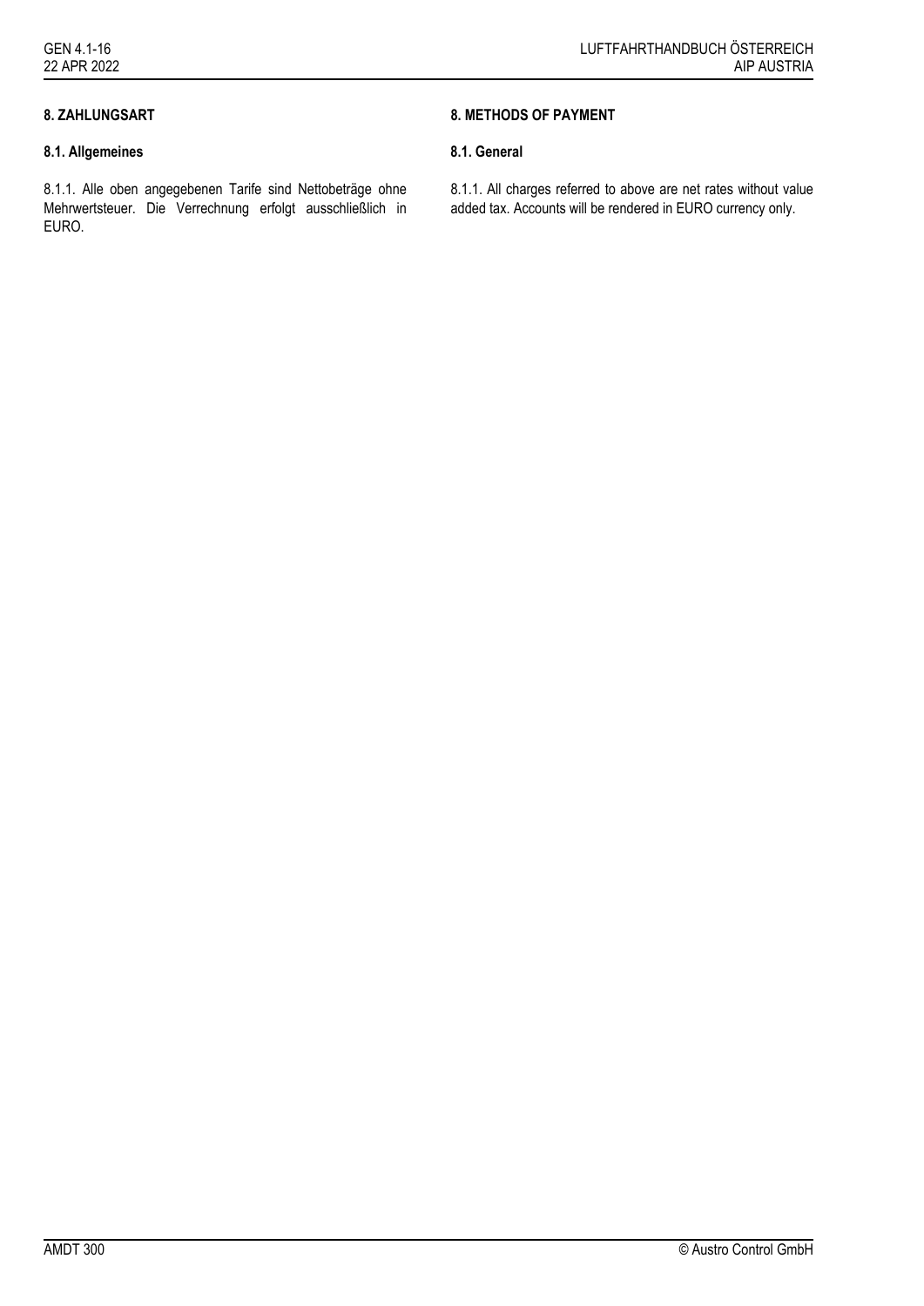## 8. ZAHLUNGSART

### 8.1. Allgemeines

8.1.1. Alle oben angegebenen Tarife sind Nettobeträge ohne Mehrwertsteuer. Die Verrechnung erfolgt ausschließlich in EURO.

## 8. METHODS OF PAYMENT

### 8.1. General

8.1.1. All charges referred to above are net rates without value added tax. Accounts will be rendered in EURO currency only.